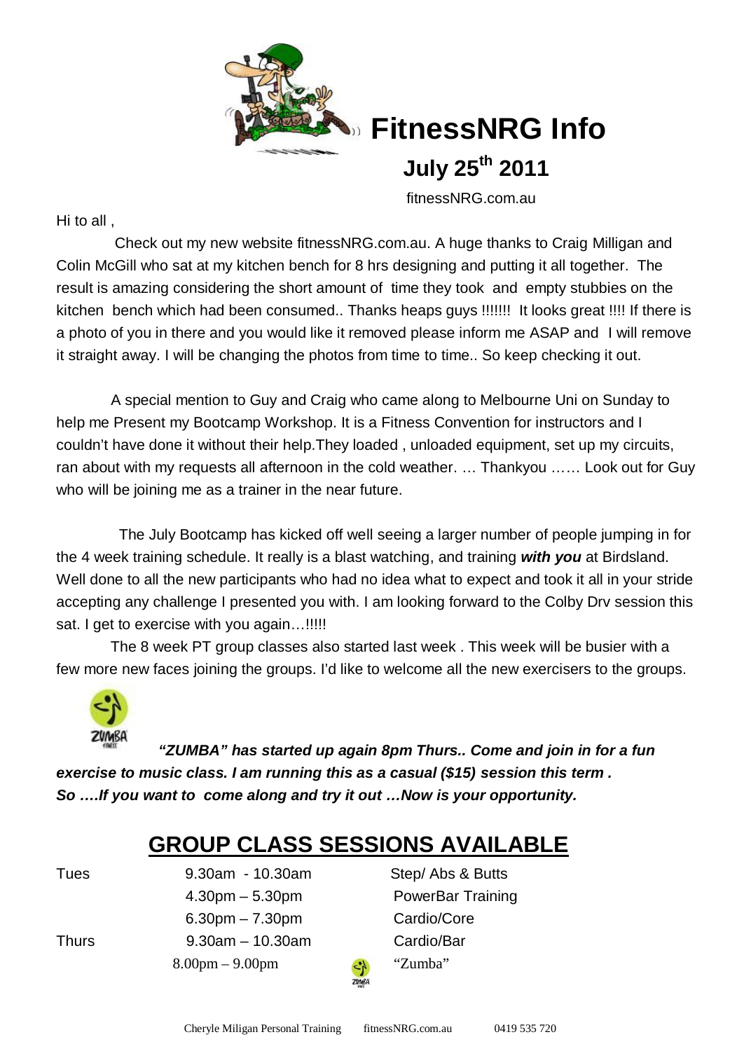# FitnessNRG Info

## July 25th 2011

fitnessNRG.com.au

Hi to all ,

Check out my new website fitnessNRG.com.au. A huge thanks to Craig Milligan and Colin McGill who sat at my kitchen bench for 8 hrs designing and putting it all together. The result is amazing considering the short amount of time they took and empty stubbies on the kitchen bench which had been consumed.. Thanks heaps guys !!!!!!! It looks great !!!! If there is a photo of you in there and you would like it removed please inform me ASAP and I will remove it straight away. I will be changing the photos from time to time.. So keep checking it out.

A special mention to Guy and Craig who came along to Melbourne Uni on Sunday to help me Present my Bootcamp Workshop. It is a Fitness Convention for instructors and I couldn't have done it without their help.They loaded , unloaded equipment, set up my circuits, ran about with my requests all afternoon in the cold weather. … Thankyou …… Look out for Guy who will be joining me as a trainer in the near future.

The July Bootcamp has kicked off well seeing a larger number of people jumping in for the 4 week training schedule. It really is a blast watching, and training ***with you*** at Birdsland. Well done to all the new participants who had no idea what to expect and took it all in your stride accepting any challenge I presented you with. I am looking forward to the Colby Drv session this sat. I get to exercise with you again…!!!!!

The 8 week PT group classes also started last week . This week will be busier with a few more new faces joining the groups. I'd like to welcome all the new exercisers to the groups.

***"ZUMBA" has started up again 8pm Thurs.. Come and join in for a fun exercise to music class. I am running this as a casual ($15) session this term . So ….If you want to come along and try it out …Now is your opportunity.***

## GROUP CLASS SESSIONS AVAILABLE

| Day | Time | Class |
|---|---|---|
| Tues | 9.30am - 10.30am | Step/ Abs & Butts |
| | 4.30pm – 5.30pm | PowerBar Training |
| | 6.30pm – 7.30pm | Cardio/Core |
| Thurs | 9.30am – 10.30am | Cardio/Bar |
| | 8.00pm – 9.00pm | "Zumba" |

Cheryle Miligan Personal Training fitnessNRG.com.au 0419 535 720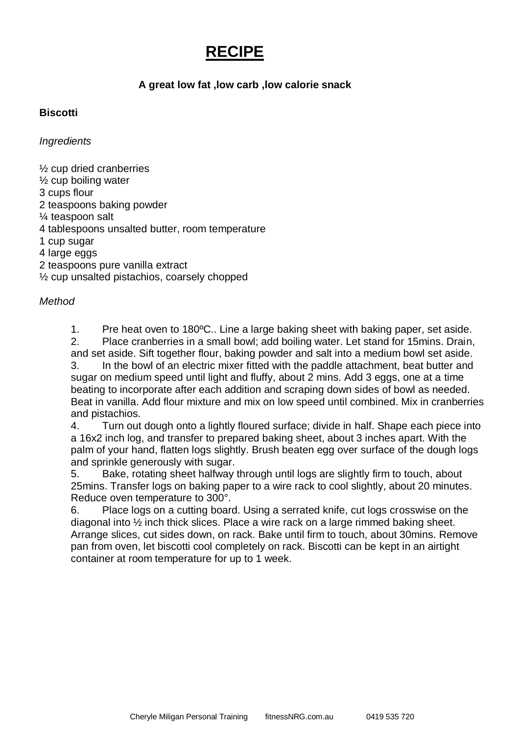# RECIPE

**A great low fat ,low carb ,low calorie snack**

**Biscotti**

*Ingredients*

½ cup dried cranberries
½ cup boiling water
3 cups flour
2 teaspoons baking powder
¼ teaspoon salt
4 tablespoons unsalted butter, room temperature
1 cup sugar
4 large eggs
2 teaspoons pure vanilla extract
½ cup unsalted pistachios, coarsely chopped

*Method*

1. Pre heat oven to 180ºC.. Line a large baking sheet with baking paper, set aside.
2. Place cranberries in a small bowl; add boiling water. Let stand for 15mins. Drain, and set aside. Sift together flour, baking powder and salt into a medium bowl set aside.
3. In the bowl of an electric mixer fitted with the paddle attachment, beat butter and sugar on medium speed until light and fluffy, about 2 mins. Add 3 eggs, one at a time beating to incorporate after each addition and scraping down sides of bowl as needed. Beat in vanilla. Add flour mixture and mix on low speed until combined. Mix in cranberries and pistachios.
4. Turn out dough onto a lightly floured surface; divide in half. Shape each piece into a 16x2 inch log, and transfer to prepared baking sheet, about 3 inches apart. With the palm of your hand, flatten logs slightly. Brush beaten egg over surface of the dough logs and sprinkle generously with sugar.
5. Bake, rotating sheet halfway through until logs are slightly firm to touch, about 25mins. Transfer logs on baking paper to a wire rack to cool slightly, about 20 minutes. Reduce oven temperature to 300°.
6. Place logs on a cutting board. Using a serrated knife, cut logs crosswise on the diagonal into ½ inch thick slices. Place a wire rack on a large rimmed baking sheet. Arrange slices, cut sides down, on rack. Bake until firm to touch, about 30mins. Remove pan from oven, let biscotti cool completely on rack. Biscotti can be kept in an airtight container at room temperature for up to 1 week.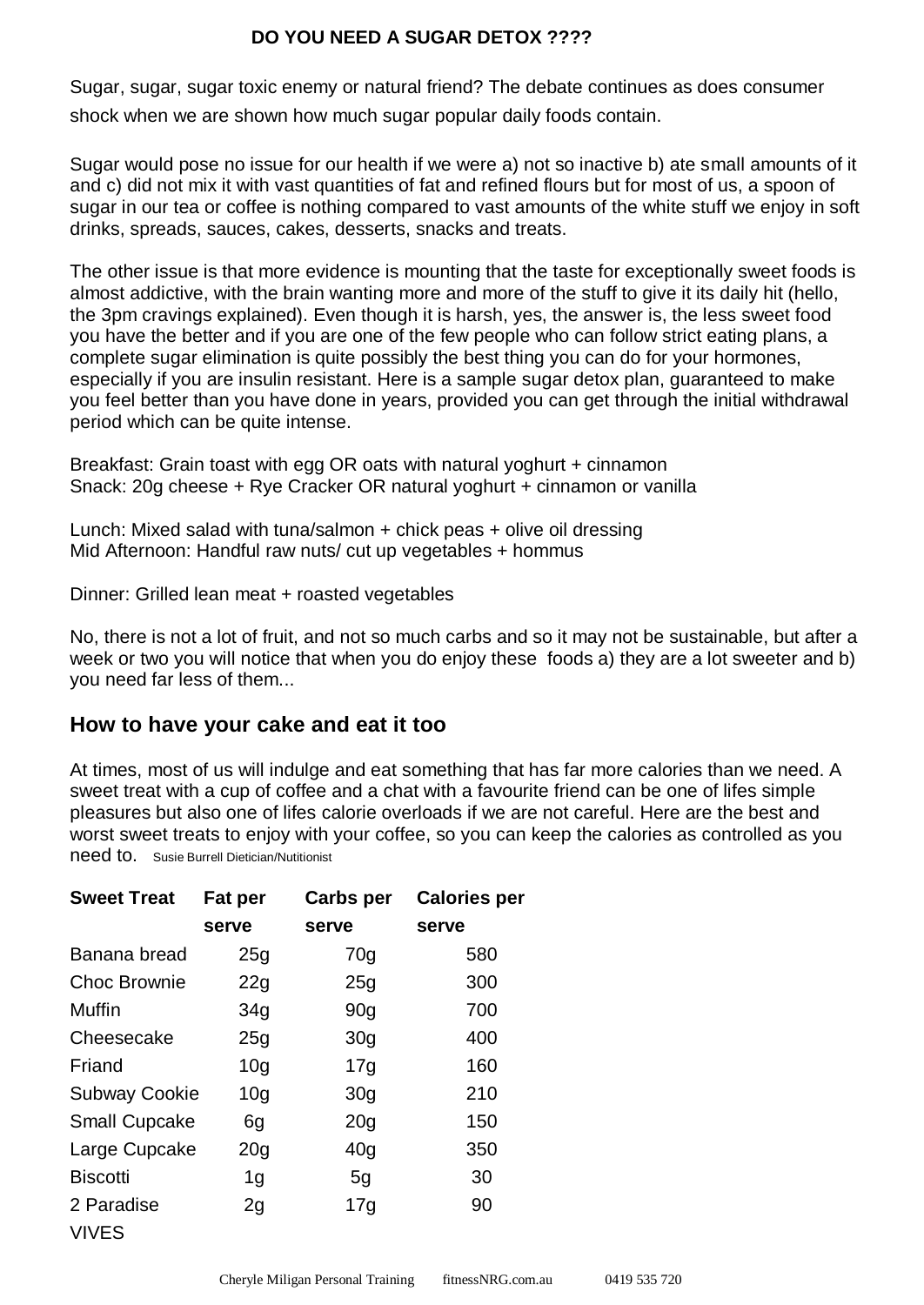**DO YOU NEED A SUGAR DETOX ????**

Sugar, sugar, sugar toxic enemy or natural friend? The debate continues as does consumer shock when we are shown how much sugar popular daily foods contain.

Sugar would pose no issue for our health if we were a) not so inactive b) ate small amounts of it and c) did not mix it with vast quantities of fat and refined flours but for most of us, a spoon of sugar in our tea or coffee is nothing compared to vast amounts of the white stuff we enjoy in soft drinks, spreads, sauces, cakes, desserts, snacks and treats.

The other issue is that more evidence is mounting that the taste for exceptionally sweet foods is almost addictive, with the brain wanting more and more of the stuff to give it its daily hit (hello, the 3pm cravings explained). Even though it is harsh, yes, the answer is, the less sweet food you have the better and if you are one of the few people who can follow strict eating plans, a complete sugar elimination is quite possibly the best thing you can do for your hormones, especially if you are insulin resistant. Here is a sample sugar detox plan, guaranteed to make you feel better than you have done in years, provided you can get through the initial withdrawal period which can be quite intense.

Breakfast: Grain toast with egg OR oats with natural yoghurt + cinnamon
Snack: 20g cheese + Rye Cracker OR natural yoghurt + cinnamon or vanilla

Lunch: Mixed salad with tuna/salmon + chick peas + olive oil dressing
Mid Afternoon: Handful raw nuts/ cut up vegetables + hommus

Dinner: Grilled lean meat + roasted vegetables

No, there is not a lot of fruit, and not so much carbs and so it may not be sustainable, but after a week or two you will notice that when you do enjoy these foods a) they are a lot sweeter and b) you need far less of them...

## How to have your cake and eat it too

At times, most of us will indulge and eat something that has far more calories than we need. A sweet treat with a cup of coffee and a chat with a favourite friend can be one of lifes simple pleasures but also one of lifes calorie overloads if we are not careful. Here are the best and worst sweet treats to enjoy with your coffee, so you can keep the calories as controlled as you need to. Susie Burrell Dietician/Nutitionist

| Sweet Treat | Fat per serve | Carbs per serve | Calories per serve |
|---|---|---|---|
| Banana bread | 25g | 70g | 580 |
| Choc Brownie | 22g | 25g | 300 |
| Muffin | 34g | 90g | 700 |
| Cheesecake | 25g | 30g | 400 |
| Friand | 10g | 17g | 160 |
| Subway Cookie | 10g | 30g | 210 |
| Small Cupcake | 6g | 20g | 150 |
| Large Cupcake | 20g | 40g | 350 |
| Biscotti | 1g | 5g | 30 |
| 2 Paradise VIVES | 2g | 17g | 90 |

Cheryle Miligan Personal Training fitnessNRG.com.au 0419 535 720